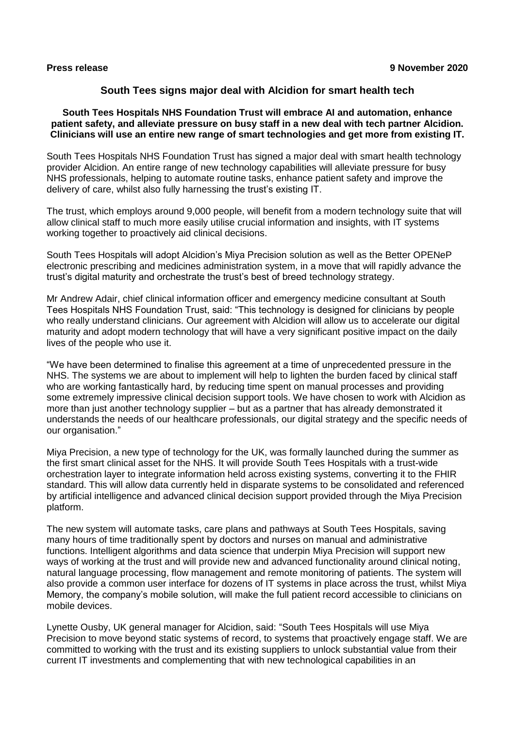**Press release** **9 November 2020**

# South Tees signs major deal with Alcidion for smart health tech

**South Tees Hospitals NHS Foundation Trust will embrace AI and automation, enhance patient safety, and alleviate pressure on busy staff in a new deal with tech partner Alcidion. Clinicians will use an entire new range of smart technologies and get more from existing IT.**

South Tees Hospitals NHS Foundation Trust has signed a major deal with smart health technology provider Alcidion. An entire range of new technology capabilities will alleviate pressure for busy NHS professionals, helping to automate routine tasks, enhance patient safety and improve the delivery of care, whilst also fully harnessing the trust's existing IT.

The trust, which employs around 9,000 people, will benefit from a modern technology suite that will allow clinical staff to much more easily utilise crucial information and insights, with IT systems working together to proactively aid clinical decisions.

South Tees Hospitals will adopt Alcidion's Miya Precision solution as well as the Better OPENeP electronic prescribing and medicines administration system, in a move that will rapidly advance the trust's digital maturity and orchestrate the trust's best of breed technology strategy.

Mr Andrew Adair, chief clinical information officer and emergency medicine consultant at South Tees Hospitals NHS Foundation Trust, said: "This technology is designed for clinicians by people who really understand clinicians. Our agreement with Alcidion will allow us to accelerate our digital maturity and adopt modern technology that will have a very significant positive impact on the daily lives of the people who use it.

"We have been determined to finalise this agreement at a time of unprecedented pressure in the NHS. The systems we are about to implement will help to lighten the burden faced by clinical staff who are working fantastically hard, by reducing time spent on manual processes and providing some extremely impressive clinical decision support tools. We have chosen to work with Alcidion as more than just another technology supplier – but as a partner that has already demonstrated it understands the needs of our healthcare professionals, our digital strategy and the specific needs of our organisation."

Miya Precision, a new type of technology for the UK, was formally launched during the summer as the first smart clinical asset for the NHS. It will provide South Tees Hospitals with a trust-wide orchestration layer to integrate information held across existing systems, converting it to the FHIR standard. This will allow data currently held in disparate systems to be consolidated and referenced by artificial intelligence and advanced clinical decision support provided through the Miya Precision platform.

The new system will automate tasks, care plans and pathways at South Tees Hospitals, saving many hours of time traditionally spent by doctors and nurses on manual and administrative functions. Intelligent algorithms and data science that underpin Miya Precision will support new ways of working at the trust and will provide new and advanced functionality around clinical noting, natural language processing, flow management and remote monitoring of patients. The system will also provide a common user interface for dozens of IT systems in place across the trust, whilst Miya Memory, the company's mobile solution, will make the full patient record accessible to clinicians on mobile devices.

Lynette Ousby, UK general manager for Alcidion, said: "South Tees Hospitals will use Miya Precision to move beyond static systems of record, to systems that proactively engage staff. We are committed to working with the trust and its existing suppliers to unlock substantial value from their current IT investments and complementing that with new technological capabilities in an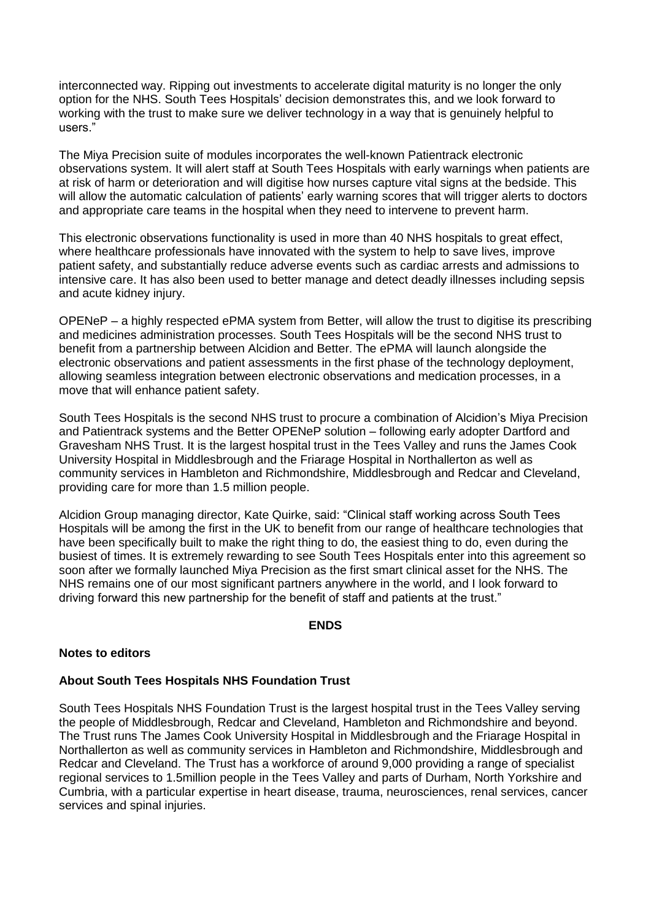interconnected way. Ripping out investments to accelerate digital maturity is no longer the only option for the NHS. South Tees Hospitals' decision demonstrates this, and we look forward to working with the trust to make sure we deliver technology in a way that is genuinely helpful to users."

The Miya Precision suite of modules incorporates the well-known Patientrack electronic observations system. It will alert staff at South Tees Hospitals with early warnings when patients are at risk of harm or deterioration and will digitise how nurses capture vital signs at the bedside. This will allow the automatic calculation of patients' early warning scores that will trigger alerts to doctors and appropriate care teams in the hospital when they need to intervene to prevent harm.

This electronic observations functionality is used in more than 40 NHS hospitals to great effect, where healthcare professionals have innovated with the system to help to save lives, improve patient safety, and substantially reduce adverse events such as cardiac arrests and admissions to intensive care. It has also been used to better manage and detect deadly illnesses including sepsis and acute kidney injury.

OPENeP – a highly respected ePMA system from Better, will allow the trust to digitise its prescribing and medicines administration processes. South Tees Hospitals will be the second NHS trust to benefit from a partnership between Alcidion and Better. The ePMA will launch alongside the electronic observations and patient assessments in the first phase of the technology deployment, allowing seamless integration between electronic observations and medication processes, in a move that will enhance patient safety.

South Tees Hospitals is the second NHS trust to procure a combination of Alcidion's Miya Precision and Patientrack systems and the Better OPENeP solution – following early adopter Dartford and Gravesham NHS Trust. It is the largest hospital trust in the Tees Valley and runs the James Cook University Hospital in Middlesbrough and the Friarage Hospital in Northallerton as well as community services in Hambleton and Richmondshire, Middlesbrough and Redcar and Cleveland, providing care for more than 1.5 million people.

Alcidion Group managing director, Kate Quirke, said: "Clinical staff working across South Tees Hospitals will be among the first in the UK to benefit from our range of healthcare technologies that have been specifically built to make the right thing to do, the easiest thing to do, even during the busiest of times. It is extremely rewarding to see South Tees Hospitals enter into this agreement so soon after we formally launched Miya Precision as the first smart clinical asset for the NHS. The NHS remains one of our most significant partners anywhere in the world, and I look forward to driving forward this new partnership for the benefit of staff and patients at the trust."

**ENDS**

**Notes to editors**

**About South Tees Hospitals NHS Foundation Trust**

South Tees Hospitals NHS Foundation Trust is the largest hospital trust in the Tees Valley serving the people of Middlesbrough, Redcar and Cleveland, Hambleton and Richmondshire and beyond. The Trust runs The James Cook University Hospital in Middlesbrough and the Friarage Hospital in Northallerton as well as community services in Hambleton and Richmondshire, Middlesbrough and Redcar and Cleveland. The Trust has a workforce of around 9,000 providing a range of specialist regional services to 1.5million people in the Tees Valley and parts of Durham, North Yorkshire and Cumbria, with a particular expertise in heart disease, trauma, neurosciences, renal services, cancer services and spinal injuries.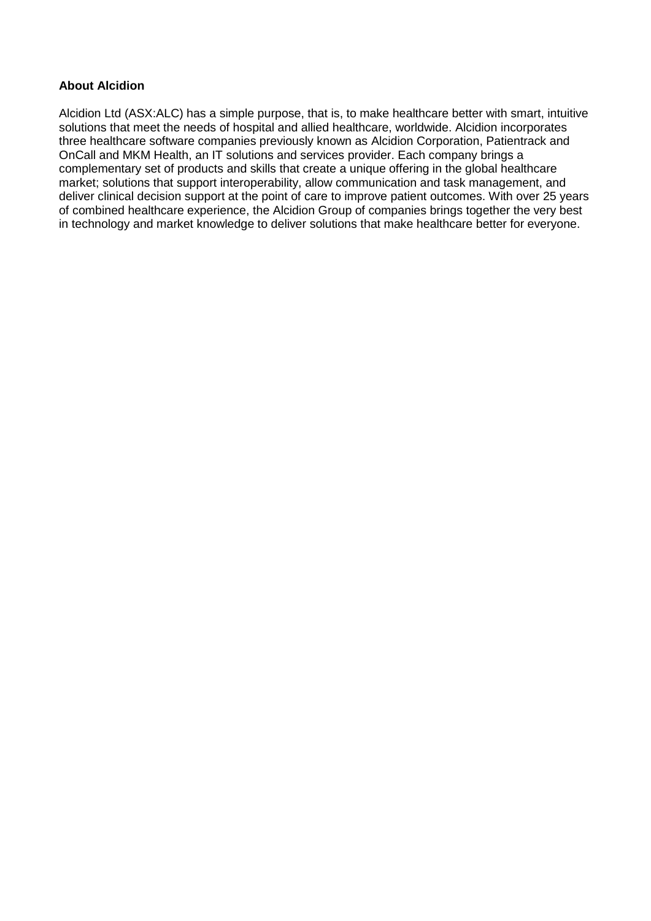**About Alcidion**

Alcidion Ltd (ASX:ALC) has a simple purpose, that is, to make healthcare better with smart, intuitive solutions that meet the needs of hospital and allied healthcare, worldwide. Alcidion incorporates three healthcare software companies previously known as Alcidion Corporation, Patientrack and OnCall and MKM Health, an IT solutions and services provider. Each company brings a complementary set of products and skills that create a unique offering in the global healthcare market; solutions that support interoperability, allow communication and task management, and deliver clinical decision support at the point of care to improve patient outcomes. With over 25 years of combined healthcare experience, the Alcidion Group of companies brings together the very best in technology and market knowledge to deliver solutions that make healthcare better for everyone.